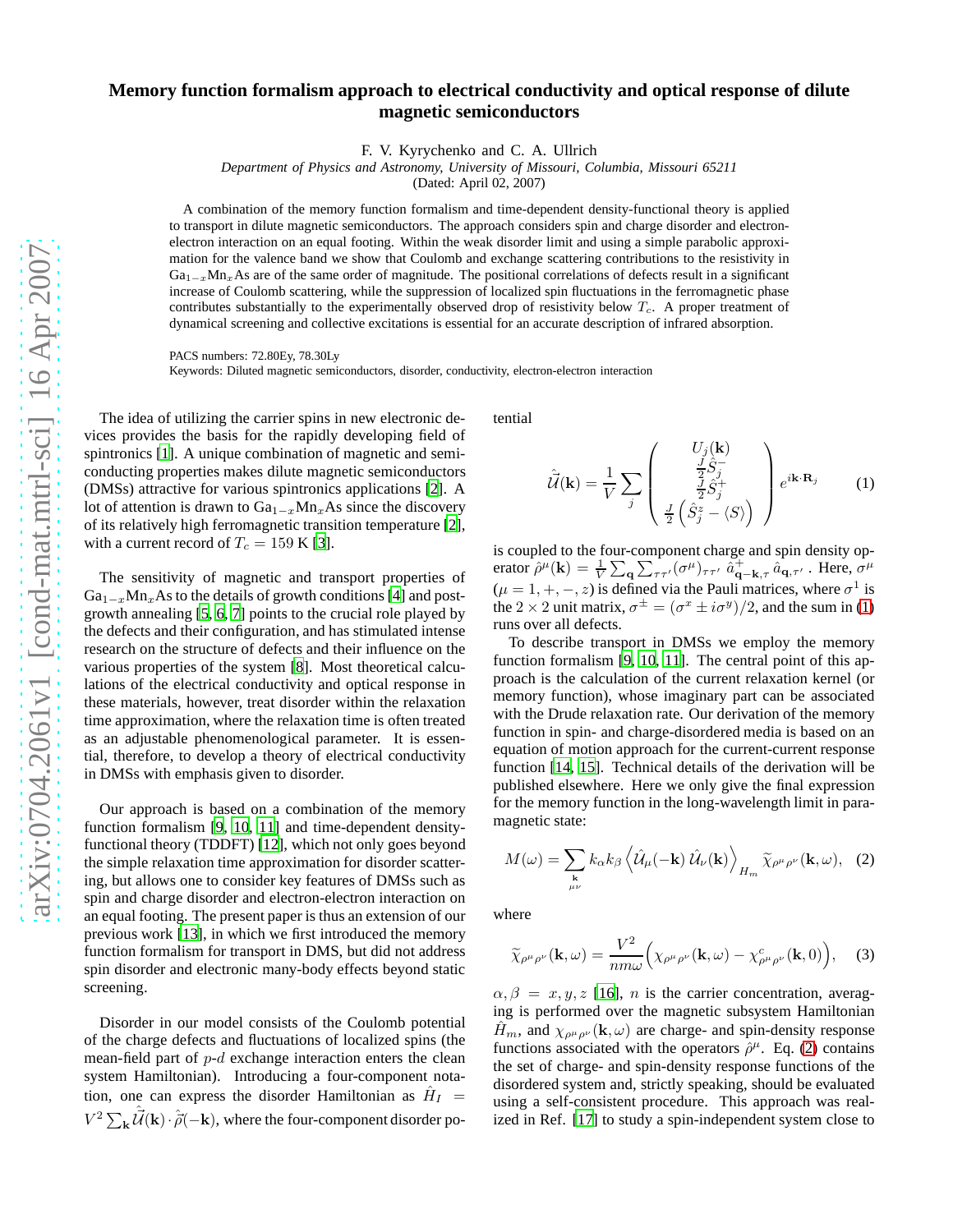# Memory function formalism approach to electrical conductivity and optical response of dilute magnetic semiconductors

F. V. Kyrychenko and C. A. Ullrich

*Department of Physics and Astronomy, University of Missouri, Columbia, Missouri 65211*

(Dated: April 02, 2007)

A combination of the memory function formalism and time-dependent density-functional theory is applied to transport in dilute magnetic semiconductors. The approach considers spin and charge disorder and electron-electron interaction on an equal footing. Within the weak disorder limit and using a simple parabolic approximation for the valence band we show that Coulomb and exchange scattering contributions to the resistivity in $Ga_{1-x}Mn_xAs$ are of the same order of magnitude. The positional correlations of defects result in a significant increase of Coulomb scattering, while the suppression of localized spin fluctuations in the ferromagnetic phase contributes substantially to the experimentally observed drop of resistivity below $T_c$. A proper treatment of dynamical screening and collective excitations is essential for an accurate description of infrared absorption.

PACS numbers: 72.80Ey, 78.30Ly

Keywords: Diluted magnetic semiconductors, disorder, conductivity, electron-electron interaction

The idea of utilizing the carrier spins in new electronic devices provides the basis for the rapidly developing field of spintronics [1]. A unique combination of magnetic and semiconducting properties makes dilute magnetic semiconductors (DMSs) attractive for various spintronics applications [2]. A lot of attention is drawn to $Ga_{1-x}Mn_xAs$ since the discovery of its relatively high ferromagnetic transition temperature [2], with a current record of $T_c = 159$ K [3].

The sensitivity of magnetic and transport properties of $Ga_{1-x}Mn_xAs$ to the details of growth conditions [4] and post-growth annealing [5, 6, 7] points to the crucial role played by the defects and their configuration, and has stimulated intense research on the structure of defects and their influence on the various properties of the system [8]. Most theoretical calculations of the electrical conductivity and optical response in these materials, however, treat disorder within the relaxation time approximation, where the relaxation time is often treated as an adjustable phenomenological parameter. It is essential, therefore, to develop a theory of electrical conductivity in DMSs with emphasis given to disorder.

Our approach is based on a combination of the memory function formalism [9, 10, 11] and time-dependent density-functional theory (TDDFT) [12], which not only goes beyond the simple relaxation time approximation for disorder scattering, but allows one to consider key features of DMSs such as spin and charge disorder and electron-electron interaction on an equal footing. The present paper is thus an extension of our previous work [13], in which we first introduced the memory function formalism for transport in DMS, but did not address spin disorder and electronic many-body effects beyond static screening.

Disorder in our model consists of the Coulomb potential of the charge defects and fluctuations of localized spins (the mean-field part of $p$-$d$ exchange interaction enters the clean system Hamiltonian). Introducing a four-component notation, one can express the disorder Hamiltonian as $\hat{H}_I = V^2 \sum_{\mathbf{k}} \hat{\vec{\mathcal{U}}}(\mathbf{k}) \cdot \hat{\vec{\rho}}(-\mathbf{k})$, where the four-component disorder potential

$$
\hat{\vec{\mathcal{U}}}(\mathbf{k}) = \frac{1}{V} \sum_j \begin{pmatrix} U_j(\mathbf{k}) \\ \frac{J}{2}\hat{S}_j^- \\ \frac{J}{2}\hat{S}_j^+ \\ \frac{J}{2}\left(\hat{S}_j^z - \langle S \rangle\right) \end{pmatrix} e^{i\mathbf{k}\cdot\mathbf{R}_j} \qquad (1)
$$

is coupled to the four-component charge and spin density operator $\hat{\rho}^\mu(\mathbf{k}) = \frac{1}{V}\sum_{\mathbf{q}}\sum_{\tau\tau'}(\sigma^\mu)_{\tau\tau'}\, \hat{a}^+_{\mathbf{q}-\mathbf{k},\tau}\, \hat{a}_{\mathbf{q},\tau'}$ . Here, $\sigma^\mu$ ($\mu = 1, +, -, z$) is defined via the Pauli matrices, where $\sigma^1$ is the $2\times 2$ unit matrix, $\sigma^\pm = (\sigma^x \pm i\sigma^y)/2$, and the sum in (1) runs over all defects.

To describe transport in DMSs we employ the memory function formalism [9, 10, 11]. The central point of this approach is the calculation of the current relaxation kernel (or memory function), whose imaginary part can be associated with the Drude relaxation rate. Our derivation of the memory function in spin- and charge-disordered media is based on an equation of motion approach for the current-current response function [14, 15]. Technical details of the derivation will be published elsewhere. Here we only give the final expression for the memory function in the long-wavelength limit in paramagnetic state:

$$
M(\omega) = \sum_{\substack{\mathbf{k}\\ \mu\nu}} k_\alpha k_\beta \left\langle \hat{\mathcal{U}}_\mu(-\mathbf{k})\, \hat{\mathcal{U}}_\nu(\mathbf{k}) \right\rangle_{H_m} \widetilde{\chi}_{\rho^\mu\rho^\nu}(\mathbf{k},\omega), \qquad (2)
$$

where

$$
\widetilde{\chi}_{\rho^\mu\rho^\nu}(\mathbf{k},\omega) = \frac{V^2}{nm\omega}\Big(\chi_{\rho^\mu\rho^\nu}(\mathbf{k},\omega) - \chi^c_{\rho^\mu\rho^\nu}(\mathbf{k},0)\Big), \qquad (3)
$$

$\alpha, \beta = x, y, z$ [16], $n$ is the carrier concentration, averaging is performed over the magnetic subsystem Hamiltonian $\hat{H}_m$, and $\chi_{\rho^\mu\rho^\nu}(\mathbf{k},\omega)$ are charge- and spin-density response functions associated with the operators $\hat{\rho}^\mu$. Eq. (2) contains the set of charge- and spin-density response functions of the disordered system and, strictly speaking, should be evaluated using a self-consistent procedure. This approach was realized in Ref. [17] to study a spin-independent system close to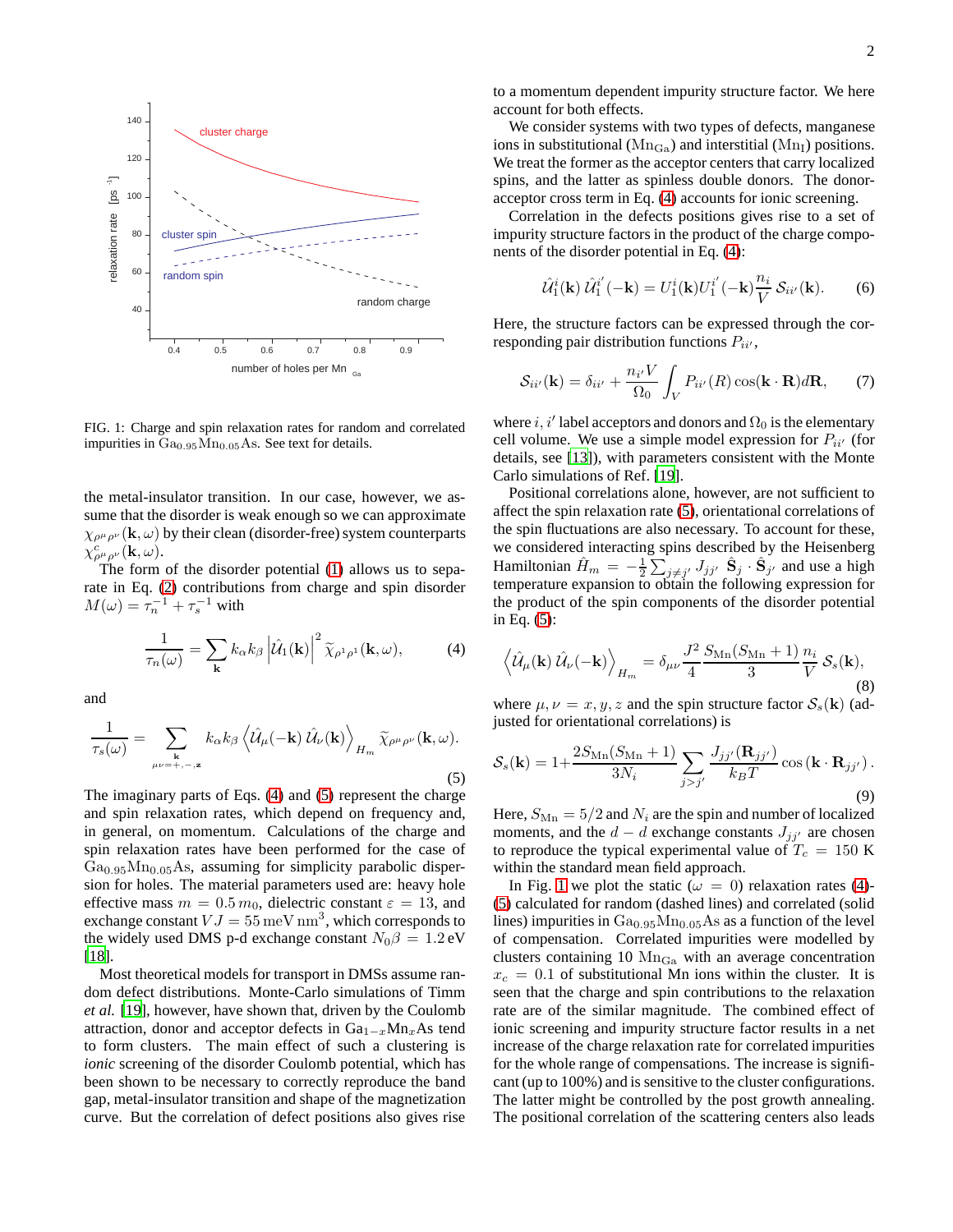FIG. 1: Charge and spin relaxation rates for random and correlated impurities in $Ga_{0.95}Mn_{0.05}As$. See text for details.

the metal-insulator transition. In our case, however, we assume that the disorder is weak enough so we can approximate $\chi_{\rho^\mu \rho^\nu}(\mathbf{k},\omega)$ by their clean (disorder-free) system counterparts $\chi^c_{\rho^\mu \rho^\nu}(\mathbf{k},\omega)$.

The form of the disorder potential (1) allows us to separate in Eq. (2) contributions from charge and spin disorder $M(\omega) = \tau_n^{-1} + \tau_s^{-1}$ with

$$\frac{1}{\tau_n(\omega)} = \sum_{\mathbf{k}} k_\alpha k_\beta \left|\hat{\mathcal{U}}_1(\mathbf{k})\right|^2 \widetilde{\chi}_{\rho^1\rho^1}(\mathbf{k},\omega), \tag{4}$$

and

$$\frac{1}{\tau_s(\omega)} = \sum_{\substack{\mathbf{k} \\ \mu\nu=+,-,z}} k_\alpha k_\beta \left\langle \hat{\mathcal{U}}_\mu(-\mathbf{k})\,\hat{\mathcal{U}}_\nu(\mathbf{k})\right\rangle_{H_m} \widetilde{\chi}_{\rho^\mu\rho^\nu}(\mathbf{k},\omega). \tag{5}$$

The imaginary parts of Eqs. (4) and (5) represent the charge and spin relaxation rates, which depend on frequency and, in general, on momentum. Calculations of the charge and spin relaxation rates have been performed for the case of $Ga_{0.95}Mn_{0.05}As$, assuming for simplicity parabolic dispersion for holes. The material parameters used are: heavy hole effective mass $m = 0.5\,m_0$, dielectric constant $\varepsilon = 13$, and exchange constant $VJ = 55\,\mathrm{meV\,nm^3}$, which corresponds to the widely used DMS p-d exchange constant $N_0\beta = 1.2\,\mathrm{eV}$ [18].

Most theoretical models for transport in DMSs assume random defect distributions. Monte-Carlo simulations of Timm *et al.* [19], however, have shown that, driven by the Coulomb attraction, donor and acceptor defects in $Ga_{1-x}Mn_xAs$ tend to form clusters. The main effect of such a clustering is *ionic* screening of the disorder Coulomb potential, which has been shown to be necessary to correctly reproduce the band gap, metal-insulator transition and shape of the magnetization curve. But the correlation of defect positions also gives rise to a momentum dependent impurity structure factor. We here account for both effects.

We consider systems with two types of defects, manganese ions in substitutional ($Mn_{Ga}$) and interstitial ($Mn_I$) positions. We treat the former as the acceptor centers that carry localized spins, and the latter as spinless double donors. The donor-acceptor cross term in Eq. (4) accounts for ionic screening.

Correlation in the defects positions gives rise to a set of impurity structure factors in the product of the charge components of the disorder potential in Eq. (4):

$$\hat{\mathcal{U}}_1^i(\mathbf{k})\,\hat{\mathcal{U}}_1^{i'}(-\mathbf{k}) = U_1^i(\mathbf{k})U_1^{i'}(-\mathbf{k})\frac{n_i}{V}\,\mathcal{S}_{ii'}(\mathbf{k}). \tag{6}$$

Here, the structure factors can be expressed through the corresponding pair distribution functions $P_{ii'}$,

$$\mathcal{S}_{ii'}(\mathbf{k}) = \delta_{ii'} + \frac{n_{i'}V}{\Omega_0}\int_V P_{ii'}(R)\cos(\mathbf{k}\cdot\mathbf{R})d\mathbf{R}, \tag{7}$$

where $i, i'$ label acceptors and donors and $\Omega_0$ is the elementary cell volume. We use a simple model expression for $P_{ii'}$ (for details, see [13]), with parameters consistent with the Monte Carlo simulations of Ref. [19].

Positional correlations alone, however, are not sufficient to affect the spin relaxation rate (5), orientational correlations of the spin fluctuations are also necessary. To account for these, we considered interacting spins described by the Heisenberg Hamiltonian $\hat{H}_m = -\frac{1}{2}\sum_{j\neq j'} J_{jj'}\;\hat{\mathbf{S}}_j\cdot\hat{\mathbf{S}}_{j'}$ and use a high temperature expansion to obtain the following expression for the product of the spin components of the disorder potential in Eq. (5):

$$\left\langle \hat{\mathcal{U}}_\mu(\mathbf{k})\,\hat{\mathcal{U}}_\nu(-\mathbf{k})\right\rangle_{H_m} = \delta_{\mu\nu}\frac{J^2}{4}\frac{S_{\mathrm{Mn}}(S_{\mathrm{Mn}}+1)}{3}\frac{n_i}{V}\,\mathcal{S}_s(\mathbf{k}), \tag{8}$$

where $\mu,\nu = x,y,z$ and the spin structure factor $\mathcal{S}_s(\mathbf{k})$ (adjusted for orientational correlations) is

$$\mathcal{S}_s(\mathbf{k}) = 1 + \frac{2S_{\mathrm{Mn}}(S_{\mathrm{Mn}}+1)}{3N_i}\sum_{j>j'}\frac{J_{jj'}(\mathbf{R}_{jj'})}{k_BT}\cos\left(\mathbf{k}\cdot\mathbf{R}_{jj'}\right). \tag{9}$$

Here, $S_{\mathrm{Mn}} = 5/2$ and $N_i$ are the spin and number of localized moments, and the $d-d$ exchange constants $J_{jj'}$ are chosen to reproduce the typical experimental value of $T_c = 150$ K within the standard mean field approach.

In Fig. 1 we plot the static ($\omega = 0$) relaxation rates (4)-(5) calculated for random (dashed lines) and correlated (solid lines) impurities in $Ga_{0.95}Mn_{0.05}As$ as a function of the level of compensation. Correlated impurities were modelled by clusters containing 10 $Mn_{Ga}$ with an average concentration $x_c = 0.1$ of substitutional Mn ions within the cluster. It is seen that the charge and spin contributions to the relaxation rate are of the similar magnitude. The combined effect of ionic screening and impurity structure factor results in a net increase of the charge relaxation rate for correlated impurities for the whole range of compensations. The increase is significant (up to 100%) and is sensitive to the cluster configurations. The latter might be controlled by the post growth annealing. The positional correlation of the scattering centers also leads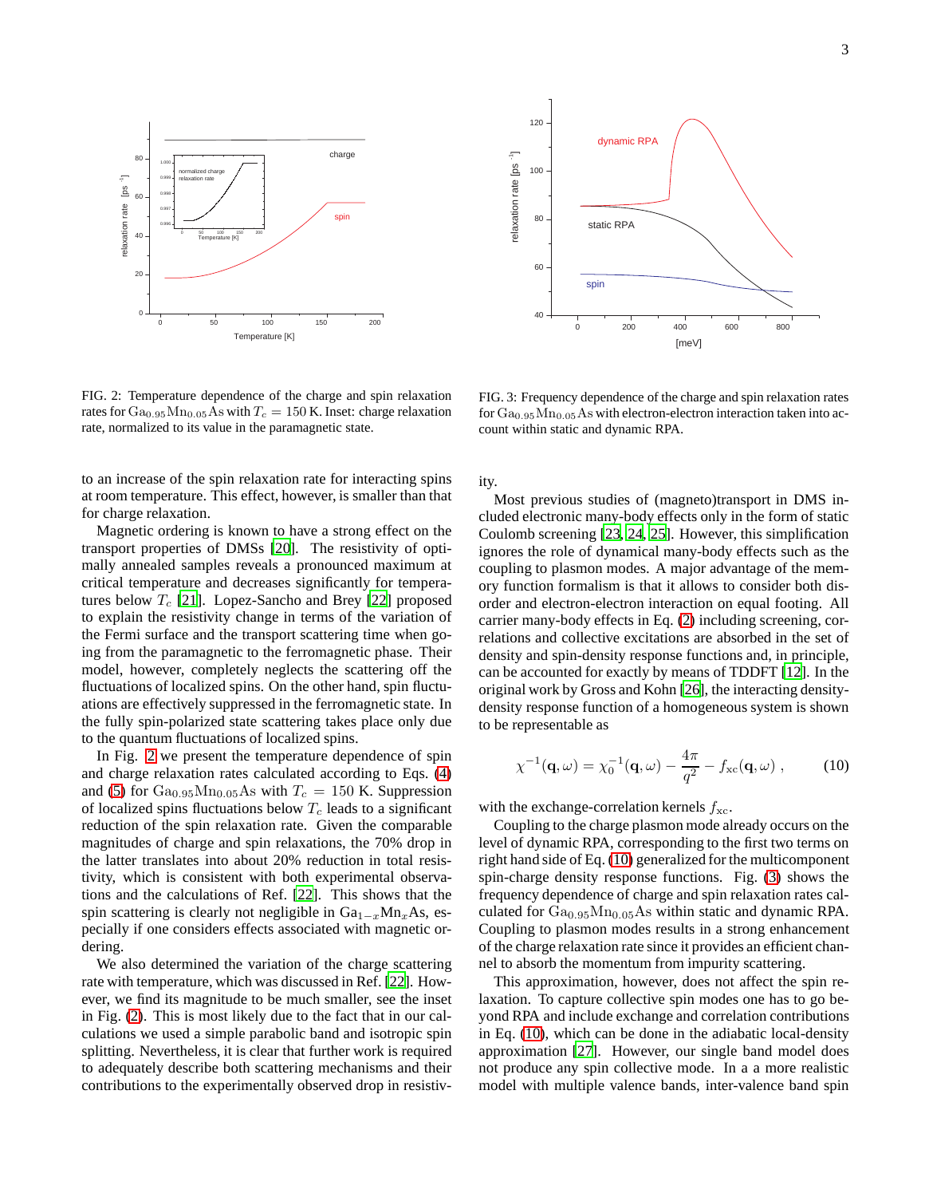FIG. 2: Temperature dependence of the charge and spin relaxation rates for $\mathrm{Ga_{0.95}Mn_{0.05}As}$ with $T_c = 150$ K. Inset: charge relaxation rate, normalized to its value in the paramagnetic state.

FIG. 3: Frequency dependence of the charge and spin relaxation rates for $\mathrm{Ga_{0.95}Mn_{0.05}As}$ with electron-electron interaction taken into account within static and dynamic RPA.

to an increase of the spin relaxation rate for interacting spins at room temperature. This effect, however, is smaller than that for charge relaxation.

Magnetic ordering is known to have a strong effect on the transport properties of DMSs [20]. The resistivity of optimally annealed samples reveals a pronounced maximum at critical temperature and decreases significantly for temperatures below $T_c$ [21]. Lopez-Sancho and Brey [22] proposed to explain the resistivity change in terms of the variation of the Fermi surface and the transport scattering time when going from the paramagnetic to the ferromagnetic phase. Their model, however, completely neglects the scattering off the fluctuations of localized spins. On the other hand, spin fluctuations are effectively suppressed in the ferromagnetic state. In the fully spin-polarized state scattering takes place only due to the quantum fluctuations of localized spins.

In Fig. 2 we present the temperature dependence of spin and charge relaxation rates calculated according to Eqs. (4) and (5) for $\mathrm{Ga_{0.95}Mn_{0.05}As}$ with $T_c = 150$ K. Suppression of localized spins fluctuations below $T_c$ leads to a significant reduction of the spin relaxation rate. Given the comparable magnitudes of charge and spin relaxations, the 70% drop in the latter translates into about 20% reduction in total resistivity, which is consistent with both experimental observations and the calculations of Ref. [22]. This shows that the spin scattering is clearly not negligible in $\mathrm{Ga_{1-x}Mn_xAs}$, especially if one considers effects associated with magnetic ordering.

We also determined the variation of the charge scattering rate with temperature, which was discussed in Ref. [22]. However, we find its magnitude to be much smaller, see the inset in Fig. (2). This is most likely due to the fact that in our calculations we used a simple parabolic band and isotropic spin splitting. Nevertheless, it is clear that further work is required to adequately describe both scattering mechanisms and their contributions to the experimentally observed drop in resistivity.

Most previous studies of (magneto)transport in DMS included electronic many-body effects only in the form of static Coulomb screening [23, 24, 25]. However, this simplification ignores the role of dynamical many-body effects such as the coupling to plasmon modes. A major advantage of the memory function formalism is that it allows to consider both disorder and electron-electron interaction on equal footing. All carrier many-body effects in Eq. (2) including screening, correlations and collective excitations are absorbed in the set of density and spin-density response functions and, in principle, can be accounted for exactly by means of TDDFT [12]. In the original work by Gross and Kohn [26], the interacting density-density response function of a homogeneous system is shown to be representable as

$$\chi^{-1}(\mathbf{q},\omega) = \chi_0^{-1}(\mathbf{q},\omega) - \frac{4\pi}{q^2} - f_{\mathrm{xc}}(\mathbf{q},\omega)\;, \tag{10}$$

with the exchange-correlation kernels $f_{\mathrm{xc}}$.

Coupling to the charge plasmon mode already occurs on the level of dynamic RPA, corresponding to the first two terms on right hand side of Eq. (10) generalized for the multicomponent spin-charge density response functions. Fig. (3) shows the frequency dependence of charge and spin relaxation rates calculated for $\mathrm{Ga_{0.95}Mn_{0.05}As}$ within static and dynamic RPA. Coupling to plasmon modes results in a strong enhancement of the charge relaxation rate since it provides an efficient channel to absorb the momentum from impurity scattering.

This approximation, however, does not affect the spin relaxation. To capture collective spin modes one has to go beyond RPA and include exchange and correlation contributions in Eq. (10), which can be done in the adiabatic local-density approximation [27]. However, our single band model does not produce any spin collective mode. In a a more realistic model with multiple valence bands, inter-valence band spin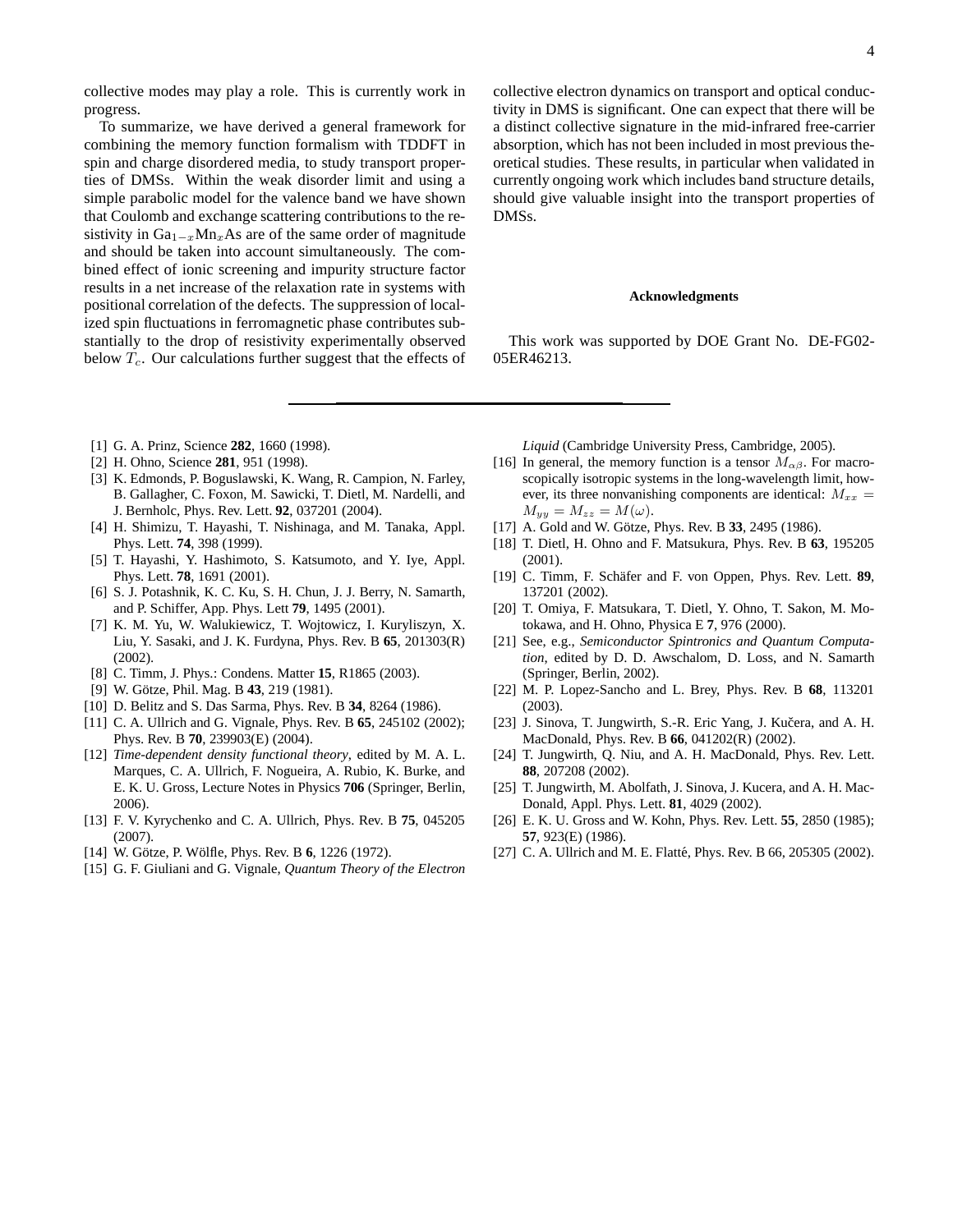collective modes may play a role. This is currently work in progress.

To summarize, we have derived a general framework for combining the memory function formalism with TDDFT in spin and charge disordered media, to study transport properties of DMSs. Within the weak disorder limit and using a simple parabolic model for the valence band we have shown that Coulomb and exchange scattering contributions to the resistivity in $Ga_{1-x}Mn_xAs$ are of the same order of magnitude and should be taken into account simultaneously. The combined effect of ionic screening and impurity structure factor results in a net increase of the relaxation rate in systems with positional correlation of the defects. The suppression of localized spin fluctuations in ferromagnetic phase contributes substantially to the drop of resistivity experimentally observed below $T_c$. Our calculations further suggest that the effects of collective electron dynamics on transport and optical conductivity in DMS is significant. One can expect that there will be a distinct collective signature in the mid-infrared free-carrier absorption, which has not been included in most previous theoretical studies. These results, in particular when validated in currently ongoing work which includes band structure details, should give valuable insight into the transport properties of DMSs.

### Acknowledgments

This work was supported by DOE Grant No. DE-FG02-05ER46213.

---

[1] G. A. Prinz, Science **282**, 1660 (1998).
[2] H. Ohno, Science **281**, 951 (1998).
[3] K. Edmonds, P. Boguslawski, K. Wang, R. Campion, N. Farley, B. Gallagher, C. Foxon, M. Sawicki, T. Dietl, M. Nardelli, and J. Bernholc, Phys. Rev. Lett. **92**, 037201 (2004).
[4] H. Shimizu, T. Hayashi, T. Nishinaga, and M. Tanaka, Appl. Phys. Lett. **74**, 398 (1999).
[5] T. Hayashi, Y. Hashimoto, S. Katsumoto, and Y. Iye, Appl. Phys. Lett. **78**, 1691 (2001).
[6] S. J. Potashnik, K. C. Ku, S. H. Chun, J. J. Berry, N. Samarth, and P. Schiffer, App. Phys. Lett **79**, 1495 (2001).
[7] K. M. Yu, W. Walukiewicz, T. Wojtowicz, I. Kuryliszyn, X. Liu, Y. Sasaki, and J. K. Furdyna, Phys. Rev. B **65**, 201303(R) (2002).
[8] C. Timm, J. Phys.: Condens. Matter **15**, R1865 (2003).
[9] W. Götze, Phil. Mag. B **43**, 219 (1981).
[10] D. Belitz and S. Das Sarma, Phys. Rev. B **34**, 8264 (1986).
[11] C. A. Ullrich and G. Vignale, Phys. Rev. B **65**, 245102 (2002); Phys. Rev. B **70**, 239903(E) (2004).
[12] *Time-dependent density functional theory*, edited by M. A. L. Marques, C. A. Ullrich, F. Nogueira, A. Rubio, K. Burke, and E. K. U. Gross, Lecture Notes in Physics **706** (Springer, Berlin, 2006).
[13] F. V. Kyrychenko and C. A. Ullrich, Phys. Rev. B **75**, 045205 (2007).
[14] W. Götze, P. Wölfle, Phys. Rev. B **6**, 1226 (1972).
[15] G. F. Giuliani and G. Vignale, *Quantum Theory of the Electron Liquid* (Cambridge University Press, Cambridge, 2005).
[16] In general, the memory function is a tensor $M_{\alpha\beta}$. For macroscopically isotropic systems in the long-wavelength limit, however, its three nonvanishing components are identical: $M_{xx} = M_{yy} = M_{zz} = M(\omega)$.
[17] A. Gold and W. Götze, Phys. Rev. B **33**, 2495 (1986).
[18] T. Dietl, H. Ohno and F. Matsukura, Phys. Rev. B **63**, 195205 (2001).
[19] C. Timm, F. Schäfer and F. von Oppen, Phys. Rev. Lett. **89**, 137201 (2002).
[20] T. Omiya, F. Matsukara, T. Dietl, Y. Ohno, T. Sakon, M. Motokawa, and H. Ohno, Physica E **7**, 976 (2000).
[21] See, e.g., *Semiconductor Spintronics and Quantum Computation*, edited by D. D. Awschalom, D. Loss, and N. Samarth (Springer, Berlin, 2002).
[22] M. P. Lopez-Sancho and L. Brey, Phys. Rev. B **68**, 113201 (2003).
[23] J. Sinova, T. Jungwirth, S.-R. Eric Yang, J. Kučera, and A. H. MacDonald, Phys. Rev. B **66**, 041202(R) (2002).
[24] T. Jungwirth, Q. Niu, and A. H. MacDonald, Phys. Rev. Lett. **88**, 207208 (2002).
[25] T. Jungwirth, M. Abolfath, J. Sinova, J. Kucera, and A. H. MacDonald, Appl. Phys. Lett. **81**, 4029 (2002).
[26] E. K. U. Gross and W. Kohn, Phys. Rev. Lett. **55**, 2850 (1985); **57**, 923(E) (1986).
[27] C. A. Ullrich and M. E. Flatté, Phys. Rev. B 66, 205305 (2002).